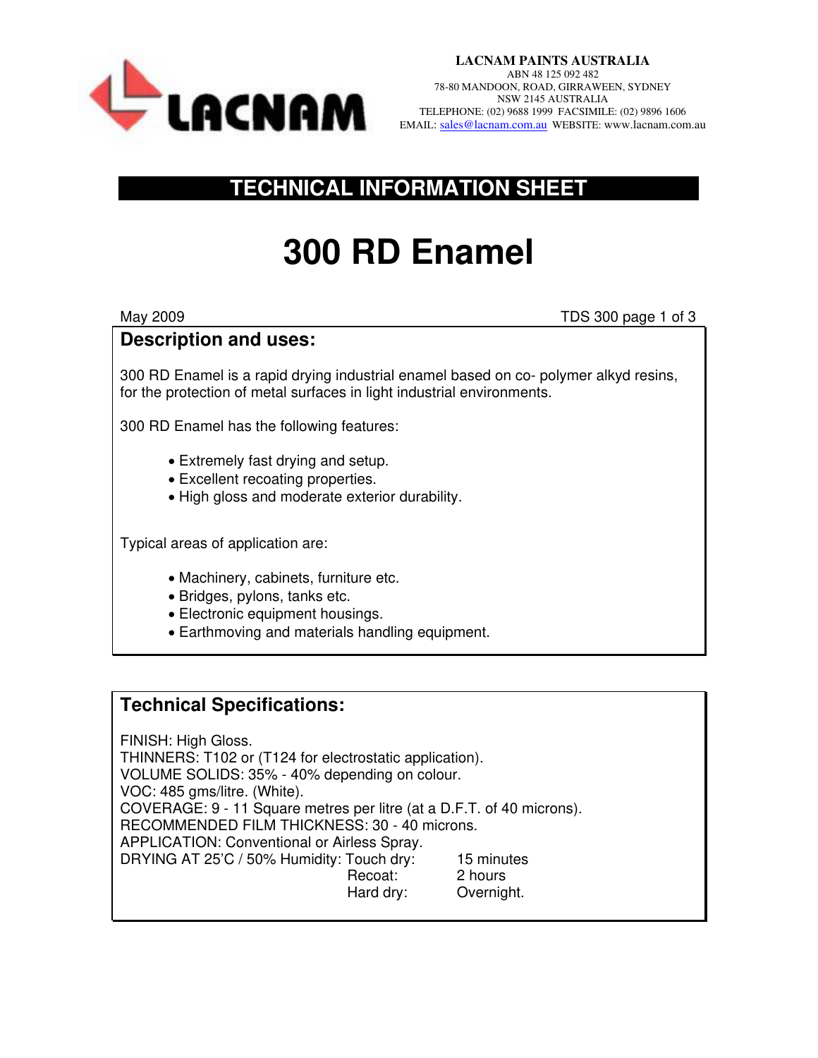**LACNAM PAINTS AUSTRALIA**
ABN 48 125 092 482
78-80 MANDOON, ROAD, GIRRAWEEN, SYDNEY
NSW 2145 AUSTRALIA
TELEPHONE: (02) 9688 1999 FACSIMILE: (02) 9896 1606
EMAIL: sales@lacnam.com.au WEBSITE: www.lacnam.com.au

## TECHNICAL INFORMATION SHEET

# 300 RD Enamel

May 2009 TDS 300

## Description and uses:

300 RD Enamel is a rapid drying industrial enamel based on co- polymer alkyd resins, for the protection of metal surfaces in light industrial environments.

300 RD Enamel has the following features:

- Extremely fast drying and setup.
- Excellent recoating properties.
- High gloss and moderate exterior durability.

Typical areas of application are:

- Machinery, cabinets, furniture etc.
- Bridges, pylons, tanks etc.
- Electronic equipment housings.
- Earthmoving and materials handling equipment.

## Technical Specifications:

FINISH: High Gloss.
THINNERS: T102 or (T124 for electrostatic application).
VOLUME SOLIDS: 35% - 40% depending on colour.
VOC: 485 gms/litre. (White).
COVERAGE: 9 - 11 Square metres per litre (at a D.F.T. of 40 microns).
RECOMMENDED FILM THICKNESS: 30 - 40 microns.
APPLICATION: Conventional or Airless Spray.
DRYING AT 25'C / 50% Humidity:

| | |
|---|---|
| Touch dry: | 15 minutes |
| Recoat: | 2 hours |
| Hard dry: | Overnight. |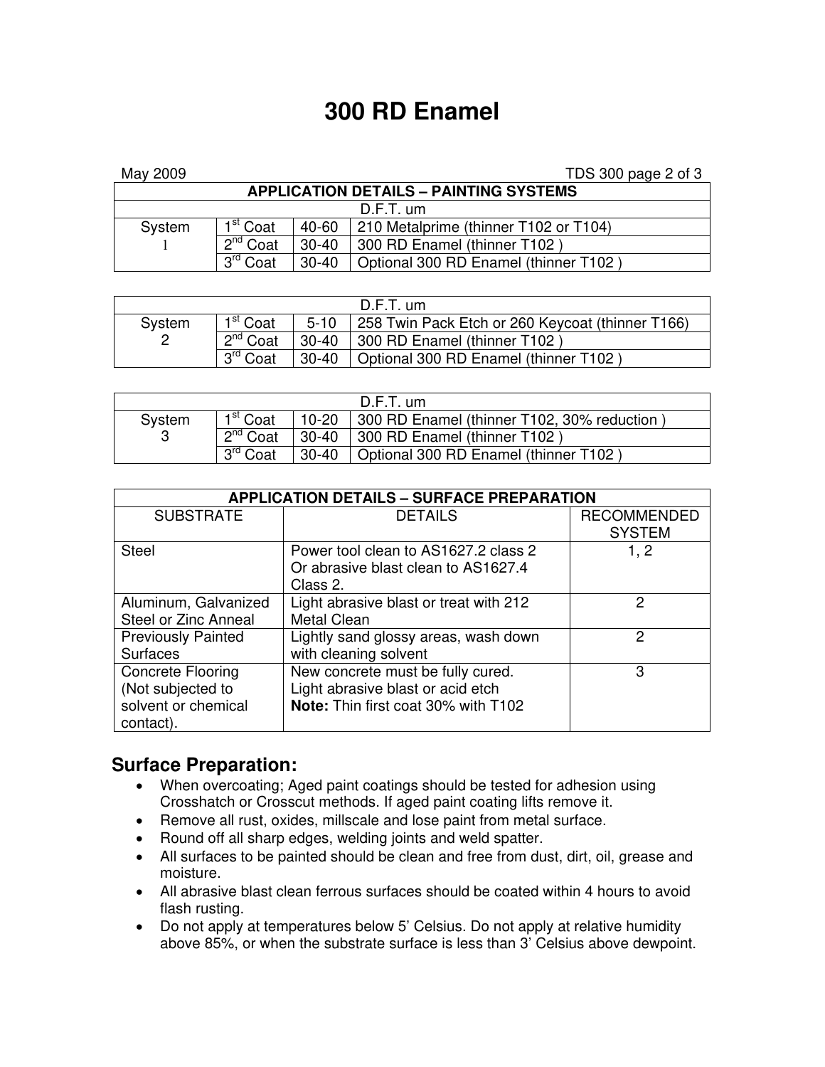# 300 RD Enamel

May 2009 TDS 300 page 2 of 3

| APPLICATION DETAILS – PAINTING SYSTEMS | | | |
|---|---|---|---|
| | | D.F.T. um | |
| System 1 | 1st Coat | 40-60 | 210 Metalprime (thinner T102 or T104) |
| | 2nd Coat | 30-40 | 300 RD Enamel (thinner T102 ) |
| | 3rd Coat | 30-40 | Optional 300 RD Enamel (thinner T102 ) |

| | | D.F.T. um | |
|---|---|---|---|
| System 2 | 1st Coat | 5-10 | 258 Twin Pack Etch or 260 Keycoat (thinner T166) |
| | 2nd Coat | 30-40 | 300 RD Enamel (thinner T102 ) |
| | 3rd Coat | 30-40 | Optional 300 RD Enamel (thinner T102 ) |

| | | D.F.T. um | |
|---|---|---|---|
| System 3 | 1st Coat | 10-20 | 300 RD Enamel (thinner T102, 30% reduction ) |
| | 2nd Coat | 30-40 | 300 RD Enamel (thinner T102 ) |
| | 3rd Coat | 30-40 | Optional 300 RD Enamel (thinner T102 ) |

| APPLICATION DETAILS – SURFACE PREPARATION | | |
|---|---|---|
| SUBSTRATE | DETAILS | RECOMMENDED SYSTEM |
| Steel | Power tool clean to AS1627.2 class 2 Or abrasive blast clean to AS1627.4 Class 2. | 1, 2 |
| Aluminum, Galvanized Steel or Zinc Anneal | Light abrasive blast or treat with 212 Metal Clean | 2 |
| Previously Painted Surfaces | Lightly sand glossy areas, wash down with cleaning solvent | 2 |
| Concrete Flooring (Not subjected to solvent or chemical contact). | New concrete must be fully cured. Light abrasive blast or acid etch **Note:** Thin first coat 30% with T102 | 3 |

## Surface Preparation:

- When overcoating; Aged paint coatings should be tested for adhesion using Crosshatch or Crosscut methods. If aged paint coating lifts remove it.
- Remove all rust, oxides, millscale and lose paint from metal surface.
- Round off all sharp edges, welding joints and weld spatter.
- All surfaces to be painted should be clean and free from dust, dirt, oil, grease and moisture.
- All abrasive blast clean ferrous surfaces should be coated within 4 hours to avoid flash rusting.
- Do not apply at temperatures below 5' Celsius. Do not apply at relative humidity above 85%, or when the substrate surface is less than 3' Celsius above dewpoint.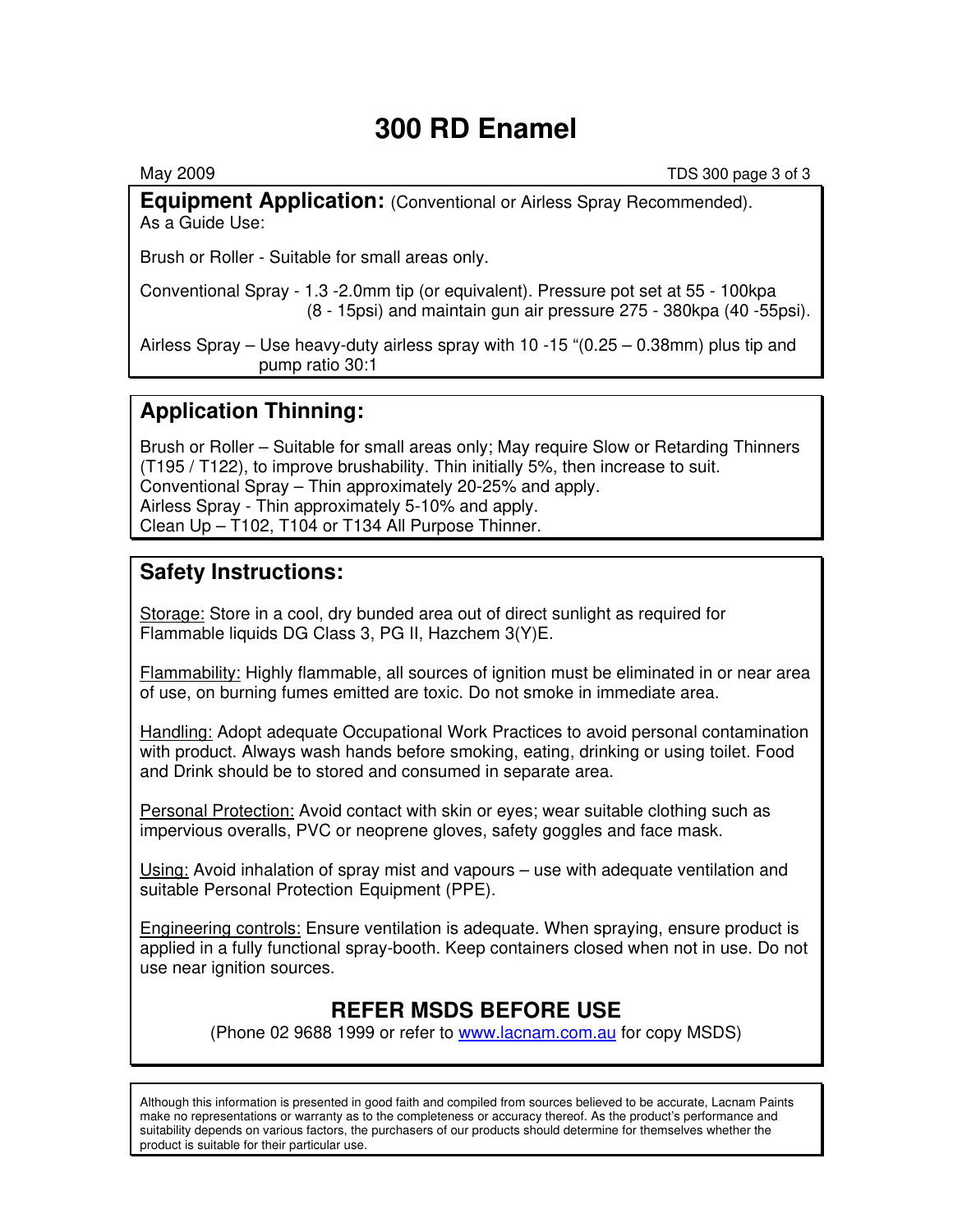# 300 RD Enamel

May 2009

## Equipment Application: (Conventional or Airless Spray Recommended).

As a Guide Use:

Brush or Roller - Suitable for small areas only.

Conventional Spray - 1.3 -2.0mm tip (or equivalent). Pressure pot set at 55 - 100kpa (8 - 15psi) and maintain gun air pressure 275 - 380kpa (40 -55psi).

Airless Spray – Use heavy-duty airless spray with 10 -15 "(0.25 – 0.38mm) plus tip and pump ratio 30:1

## Application Thinning:

Brush or Roller – Suitable for small areas only; May require Slow or Retarding Thinners (T195 / T122), to improve brushability. Thin initially 5%, then increase to suit.
Conventional Spray – Thin approximately 20-25% and apply.
Airless Spray - Thin approximately 5-10% and apply.
Clean Up – T102, T104 or T134 All Purpose Thinner.

## Safety Instructions:

Storage: Store in a cool, dry bunded area out of direct sunlight as required for Flammable liquids DG Class 3, PG II, Hazchem 3(Y)E.

Flammability: Highly flammable, all sources of ignition must be eliminated in or near area of use, on burning fumes emitted are toxic. Do not smoke in immediate area.

Handling: Adopt adequate Occupational Work Practices to avoid personal contamination with product. Always wash hands before smoking, eating, drinking or using toilet. Food and Drink should be to stored and consumed in separate area.

Personal Protection: Avoid contact with skin or eyes; wear suitable clothing such as impervious overalls, PVC or neoprene gloves, safety goggles and face mask.

Using: Avoid inhalation of spray mist and vapours – use with adequate ventilation and suitable Personal Protection Equipment (PPE).

Engineering controls: Ensure ventilation is adequate. When spraying, ensure product is applied in a fully functional spray-booth. Keep containers closed when not in use. Do not use near ignition sources.

**REFER MSDS BEFORE USE**

(Phone 02 9688 1999 or refer to www.lacnam.com.au for copy MSDS)

Although this information is presented in good faith and compiled from sources believed to be accurate, Lacnam Paints make no representations or warranty as to the completeness or accuracy thereof. As the product's performance and suitability depends on various factors, the purchasers of our products should determine for themselves whether the product is suitable for their particular use.